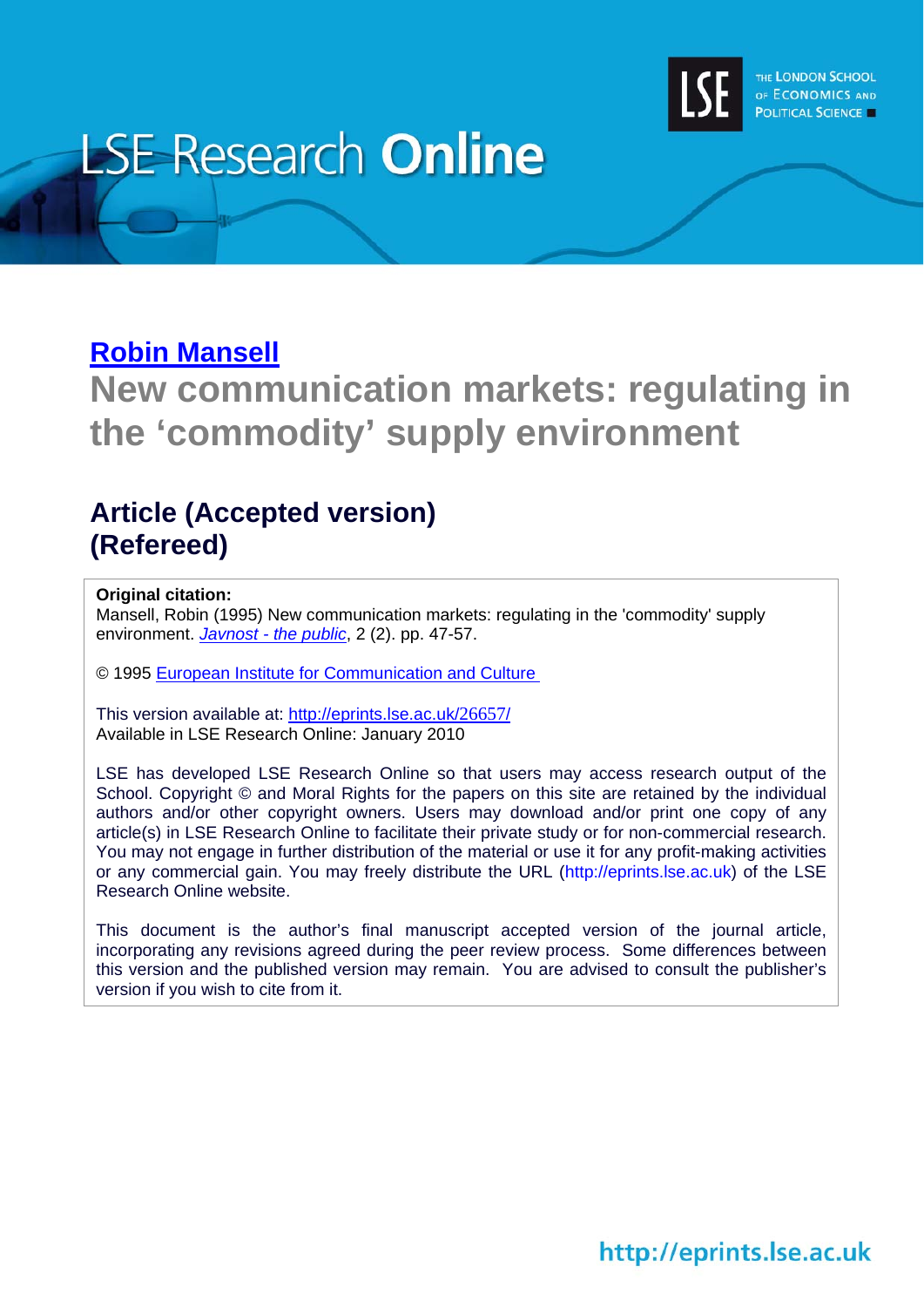# LSE Research Online

THE LONDON SCHOOL OF ECONOMICS AND POLITICAL SCIENCE

**Robin Mansell**

## New communication markets: regulating in the 'commodity' supply environment

### Article (Accepted version) (Refereed)

**Original citation:**
Mansell, Robin (1995) New communication markets: regulating in the 'commodity' supply environment. *Javnost - the public*, 2 (2). pp. 47-57.

© 1995 European Institute for Communication and Culture

This version available at: http://eprints.lse.ac.uk/26657/
Available in LSE Research Online: January 2010

LSE has developed LSE Research Online so that users may access research output of the School. Copyright © and Moral Rights for the papers on this site are retained by the individual authors and/or other copyright owners. Users may download and/or print one copy of any article(s) in LSE Research Online to facilitate their private study or for non-commercial research. You may not engage in further distribution of the material or use it for any profit-making activities or any commercial gain. You may freely distribute the URL (http://eprints.lse.ac.uk) of the LSE Research Online website.

This document is the author's final manuscript accepted version of the journal article, incorporating any revisions agreed during the peer review process. Some differences between this version and the published version may remain. You are advised to consult the publisher's version if you wish to cite from it.

http://eprints.lse.ac.uk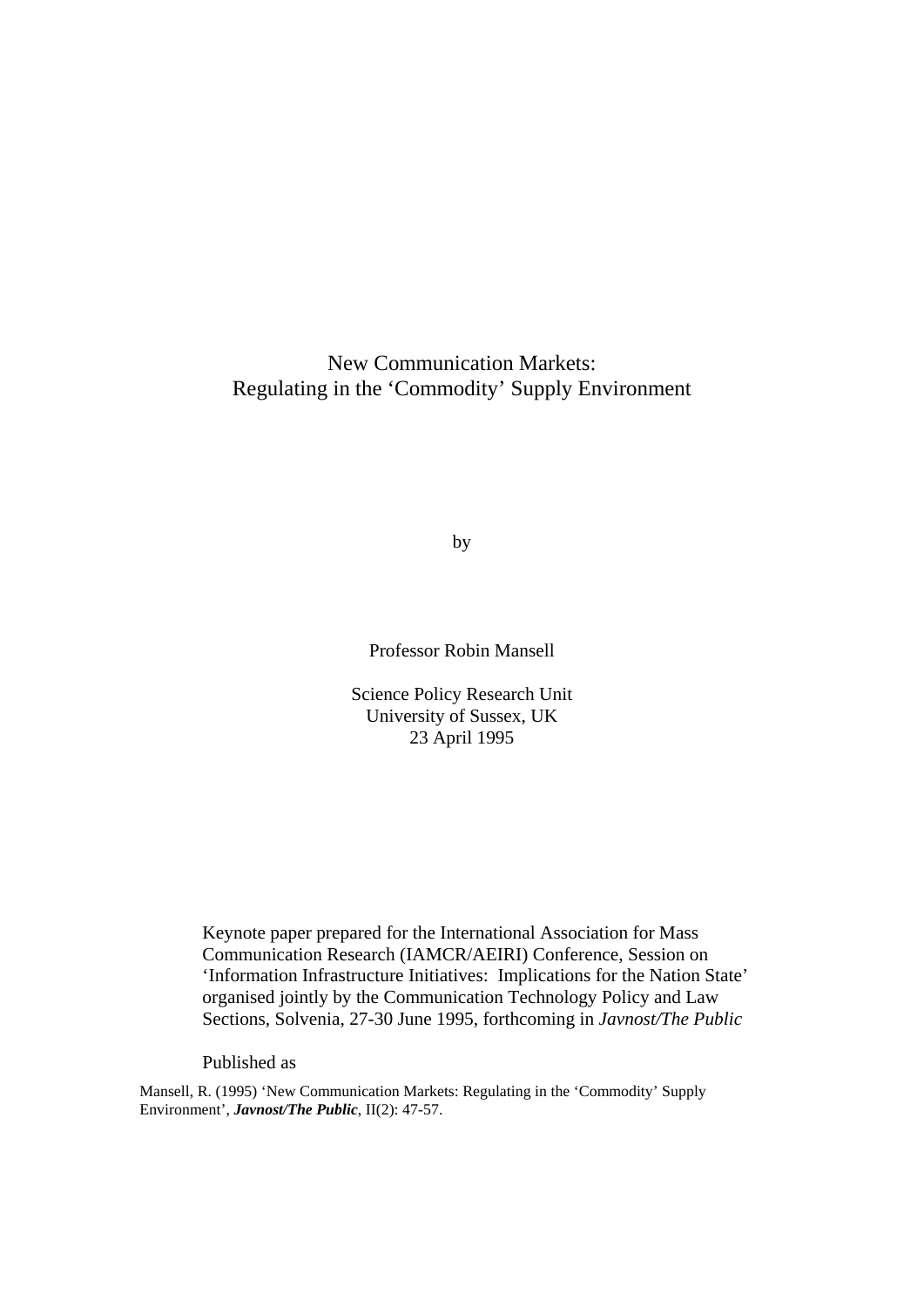# New Communication Markets:
# Regulating in the 'Commodity' Supply Environment

by

Professor Robin Mansell

Science Policy Research Unit
University of Sussex, UK
23 April 1995

Keynote paper prepared for the International Association for Mass Communication Research (IAMCR/AEIRI) Conference, Session on 'Information Infrastructure Initiatives: Implications for the Nation State' organised jointly by the Communication Technology Policy and Law Sections, Solvenia, 27-30 June 1995, forthcoming in *Javnost/The Public*

Published as

Mansell, R. (1995) 'New Communication Markets: Regulating in the 'Commodity' Supply Environment', ***Javnost/The Public***, II(2): 47-57.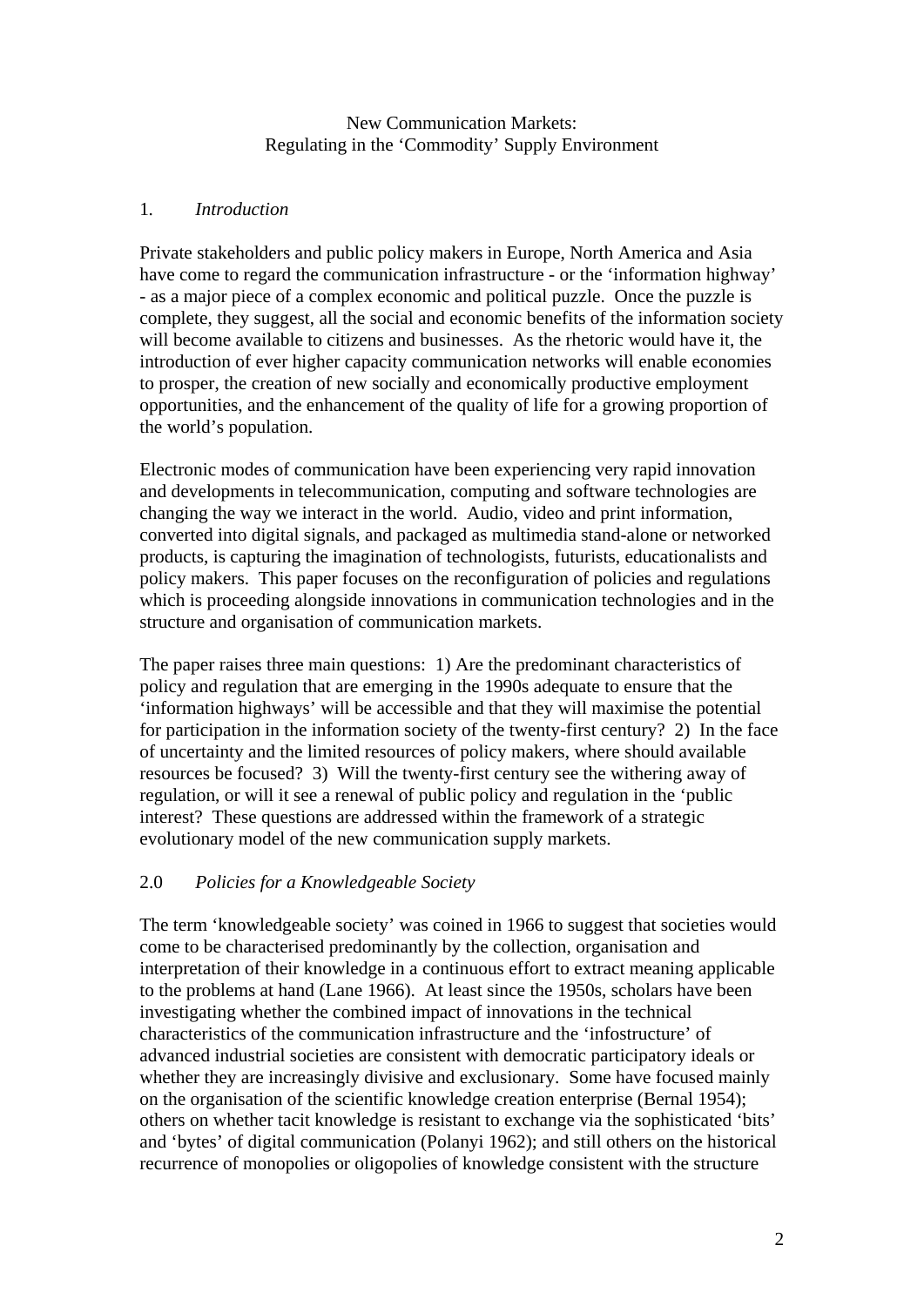New Communication Markets:
Regulating in the 'Commodity' Supply Environment

## 1. *Introduction*

Private stakeholders and public policy makers in Europe, North America and Asia have come to regard the communication infrastructure - or the 'information highway' - as a major piece of a complex economic and political puzzle. Once the puzzle is complete, they suggest, all the social and economic benefits of the information society will become available to citizens and businesses. As the rhetoric would have it, the introduction of ever higher capacity communication networks will enable economies to prosper, the creation of new socially and economically productive employment opportunities, and the enhancement of the quality of life for a growing proportion of the world's population.

Electronic modes of communication have been experiencing very rapid innovation and developments in telecommunication, computing and software technologies are changing the way we interact in the world. Audio, video and print information, converted into digital signals, and packaged as multimedia stand-alone or networked products, is capturing the imagination of technologists, futurists, educationalists and policy makers. This paper focuses on the reconfiguration of policies and regulations which is proceeding alongside innovations in communication technologies and in the structure and organisation of communication markets.

The paper raises three main questions: 1) Are the predominant characteristics of policy and regulation that are emerging in the 1990s adequate to ensure that the 'information highways' will be accessible and that they will maximise the potential for participation in the information society of the twenty-first century? 2) In the face of uncertainty and the limited resources of policy makers, where should available resources be focused? 3) Will the twenty-first century see the withering away of regulation, or will it see a renewal of public policy and regulation in the 'public interest? These questions are addressed within the framework of a strategic evolutionary model of the new communication supply markets.

## 2.0 *Policies for a Knowledgeable Society*

The term 'knowledgeable society' was coined in 1966 to suggest that societies would come to be characterised predominantly by the collection, organisation and interpretation of their knowledge in a continuous effort to extract meaning applicable to the problems at hand (Lane 1966). At least since the 1950s, scholars have been investigating whether the combined impact of innovations in the technical characteristics of the communication infrastructure and the 'infostructure' of advanced industrial societies are consistent with democratic participatory ideals or whether they are increasingly divisive and exclusionary. Some have focused mainly on the organisation of the scientific knowledge creation enterprise (Bernal 1954); others on whether tacit knowledge is resistant to exchange via the sophisticated 'bits' and 'bytes' of digital communication (Polanyi 1962); and still others on the historical recurrence of monopolies or oligopolies of knowledge consistent with the structure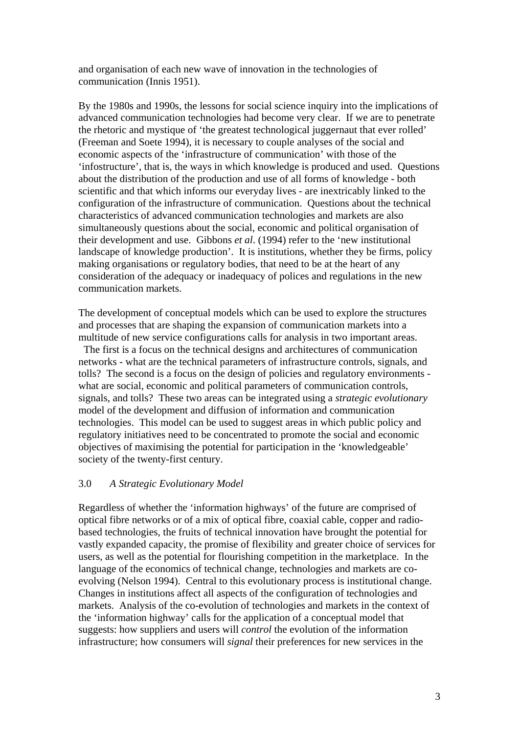and organisation of each new wave of innovation in the technologies of communication (Innis 1951).

By the 1980s and 1990s, the lessons for social science inquiry into the implications of advanced communication technologies had become very clear. If we are to penetrate the rhetoric and mystique of 'the greatest technological juggernaut that ever rolled' (Freeman and Soete 1994), it is necessary to couple analyses of the social and economic aspects of the 'infrastructure of communication' with those of the 'infostructure', that is, the ways in which knowledge is produced and used. Questions about the distribution of the production and use of all forms of knowledge - both scientific and that which informs our everyday lives - are inextricably linked to the configuration of the infrastructure of communication. Questions about the technical characteristics of advanced communication technologies and markets are also simultaneously questions about the social, economic and political organisation of their development and use. Gibbons *et al*. (1994) refer to the 'new institutional landscape of knowledge production'. It is institutions, whether they be firms, policy making organisations or regulatory bodies, that need to be at the heart of any consideration of the adequacy or inadequacy of polices and regulations in the new communication markets.

The development of conceptual models which can be used to explore the structures and processes that are shaping the expansion of communication markets into a multitude of new service configurations calls for analysis in two important areas. The first is a focus on the technical designs and architectures of communication networks - what are the technical parameters of infrastructure controls, signals, and tolls? The second is a focus on the design of policies and regulatory environments - what are social, economic and political parameters of communication controls, signals, and tolls? These two areas can be integrated using a *strategic evolutionary* model of the development and diffusion of information and communication technologies. This model can be used to suggest areas in which public policy and regulatory initiatives need to be concentrated to promote the social and economic objectives of maximising the potential for participation in the 'knowledgeable' society of the twenty-first century.

## 3.0 *A Strategic Evolutionary Model*

Regardless of whether the 'information highways' of the future are comprised of optical fibre networks or of a mix of optical fibre, coaxial cable, copper and radio-based technologies, the fruits of technical innovation have brought the potential for vastly expanded capacity, the promise of flexibility and greater choice of services for users, as well as the potential for flourishing competition in the marketplace. In the language of the economics of technical change, technologies and markets are co-evolving (Nelson 1994). Central to this evolutionary process is institutional change. Changes in institutions affect all aspects of the configuration of technologies and markets. Analysis of the co-evolution of technologies and markets in the context of the 'information highway' calls for the application of a conceptual model that suggests: how suppliers and users will *control* the evolution of the information infrastructure; how consumers will *signal* their preferences for new services in the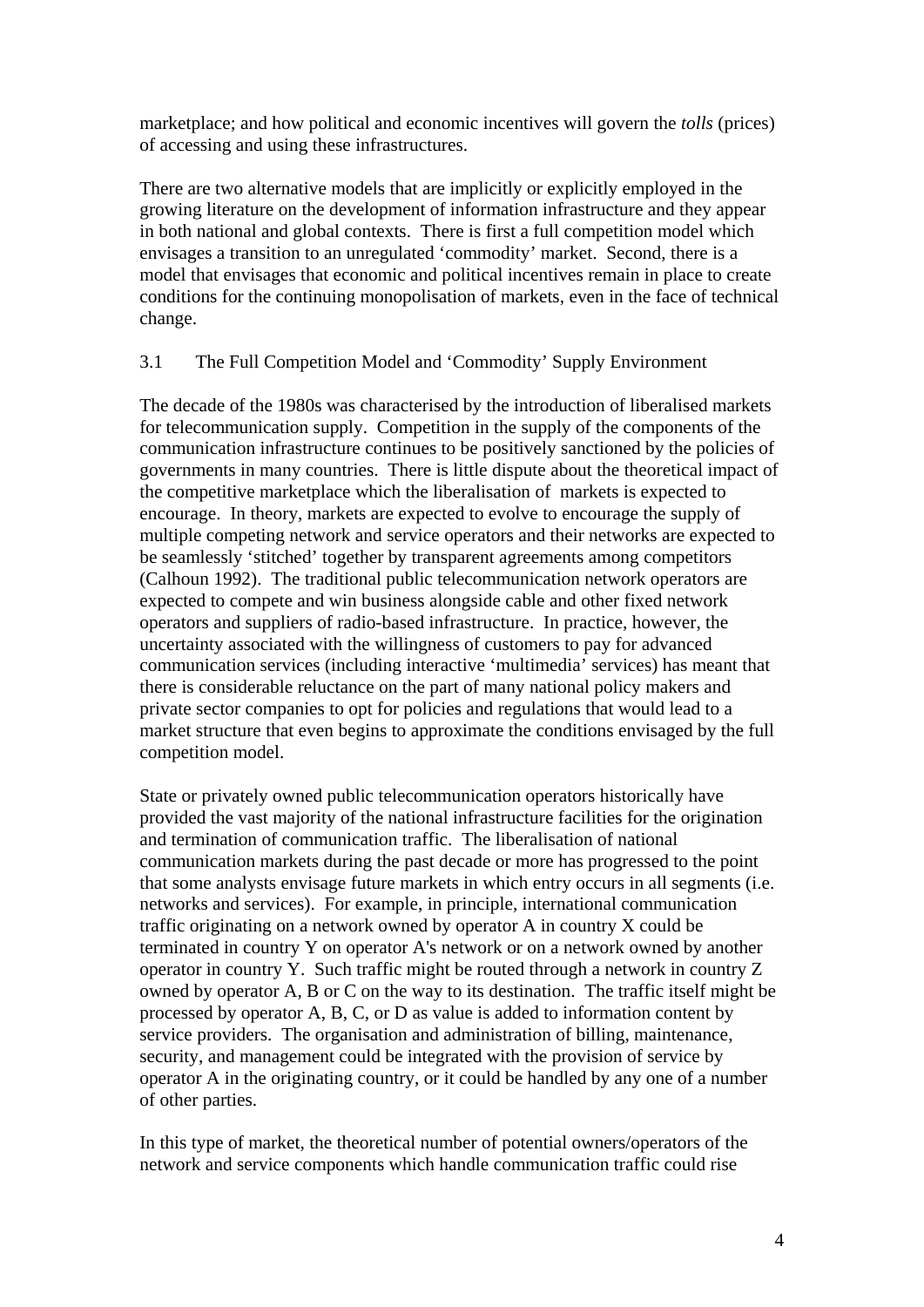marketplace; and how political and economic incentives will govern the *tolls* (prices) of accessing and using these infrastructures.

There are two alternative models that are implicitly or explicitly employed in the growing literature on the development of information infrastructure and they appear in both national and global contexts. There is first a full competition model which envisages a transition to an unregulated 'commodity' market. Second, there is a model that envisages that economic and political incentives remain in place to create conditions for the continuing monopolisation of markets, even in the face of technical change.

### 3.1 The Full Competition Model and 'Commodity' Supply Environment

The decade of the 1980s was characterised by the introduction of liberalised markets for telecommunication supply. Competition in the supply of the components of the communication infrastructure continues to be positively sanctioned by the policies of governments in many countries. There is little dispute about the theoretical impact of the competitive marketplace which the liberalisation of markets is expected to encourage. In theory, markets are expected to evolve to encourage the supply of multiple competing network and service operators and their networks are expected to be seamlessly 'stitched' together by transparent agreements among competitors (Calhoun 1992). The traditional public telecommunication network operators are expected to compete and win business alongside cable and other fixed network operators and suppliers of radio-based infrastructure. In practice, however, the uncertainty associated with the willingness of customers to pay for advanced communication services (including interactive 'multimedia' services) has meant that there is considerable reluctance on the part of many national policy makers and private sector companies to opt for policies and regulations that would lead to a market structure that even begins to approximate the conditions envisaged by the full competition model.

State or privately owned public telecommunication operators historically have provided the vast majority of the national infrastructure facilities for the origination and termination of communication traffic. The liberalisation of national communication markets during the past decade or more has progressed to the point that some analysts envisage future markets in which entry occurs in all segments (i.e. networks and services). For example, in principle, international communication traffic originating on a network owned by operator A in country X could be terminated in country Y on operator A's network or on a network owned by another operator in country Y. Such traffic might be routed through a network in country Z owned by operator A, B or C on the way to its destination. The traffic itself might be processed by operator A, B, C, or D as value is added to information content by service providers. The organisation and administration of billing, maintenance, security, and management could be integrated with the provision of service by operator A in the originating country, or it could be handled by any one of a number of other parties.

In this type of market, the theoretical number of potential owners/operators of the network and service components which handle communication traffic could rise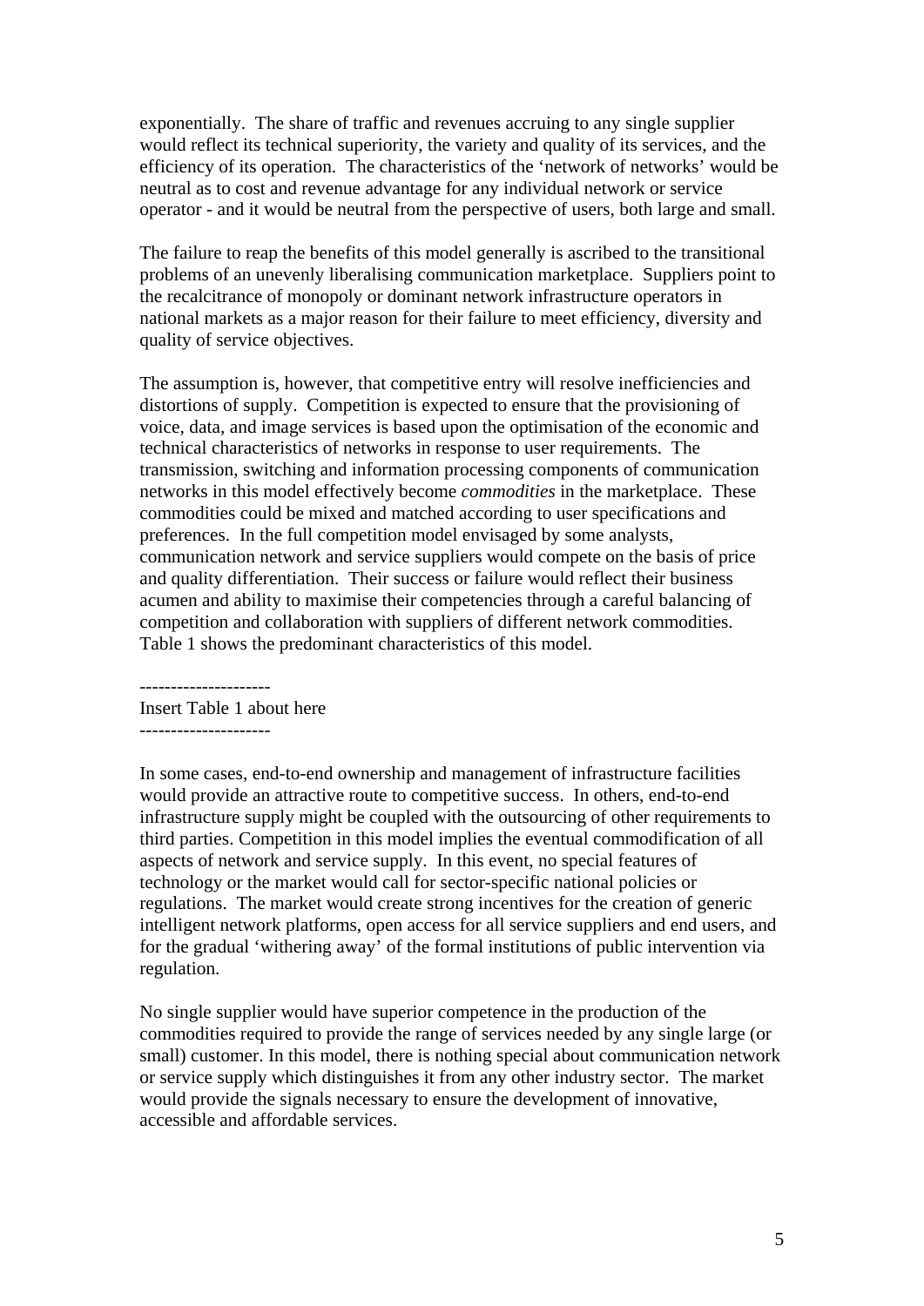exponentially. The share of traffic and revenues accruing to any single supplier would reflect its technical superiority, the variety and quality of its services, and the efficiency of its operation. The characteristics of the 'network of networks' would be neutral as to cost and revenue advantage for any individual network or service operator - and it would be neutral from the perspective of users, both large and small.

The failure to reap the benefits of this model generally is ascribed to the transitional problems of an unevenly liberalising communication marketplace. Suppliers point to the recalcitrance of monopoly or dominant network infrastructure operators in national markets as a major reason for their failure to meet efficiency, diversity and quality of service objectives.

The assumption is, however, that competitive entry will resolve inefficiencies and distortions of supply. Competition is expected to ensure that the provisioning of voice, data, and image services is based upon the optimisation of the economic and technical characteristics of networks in response to user requirements. The transmission, switching and information processing components of communication networks in this model effectively become *commodities* in the marketplace. These commodities could be mixed and matched according to user specifications and preferences. In the full competition model envisaged by some analysts, communication network and service suppliers would compete on the basis of price and quality differentiation. Their success or failure would reflect their business acumen and ability to maximise their competencies through a careful balancing of competition and collaboration with suppliers of different network commodities. Table 1 shows the predominant characteristics of this model.

---------------------
Insert Table 1 about here
---------------------

In some cases, end-to-end ownership and management of infrastructure facilities would provide an attractive route to competitive success. In others, end-to-end infrastructure supply might be coupled with the outsourcing of other requirements to third parties. Competition in this model implies the eventual commodification of all aspects of network and service supply. In this event, no special features of technology or the market would call for sector-specific national policies or regulations. The market would create strong incentives for the creation of generic intelligent network platforms, open access for all service suppliers and end users, and for the gradual 'withering away' of the formal institutions of public intervention via regulation.

No single supplier would have superior competence in the production of the commodities required to provide the range of services needed by any single large (or small) customer. In this model, there is nothing special about communication network or service supply which distinguishes it from any other industry sector. The market would provide the signals necessary to ensure the development of innovative, accessible and affordable services.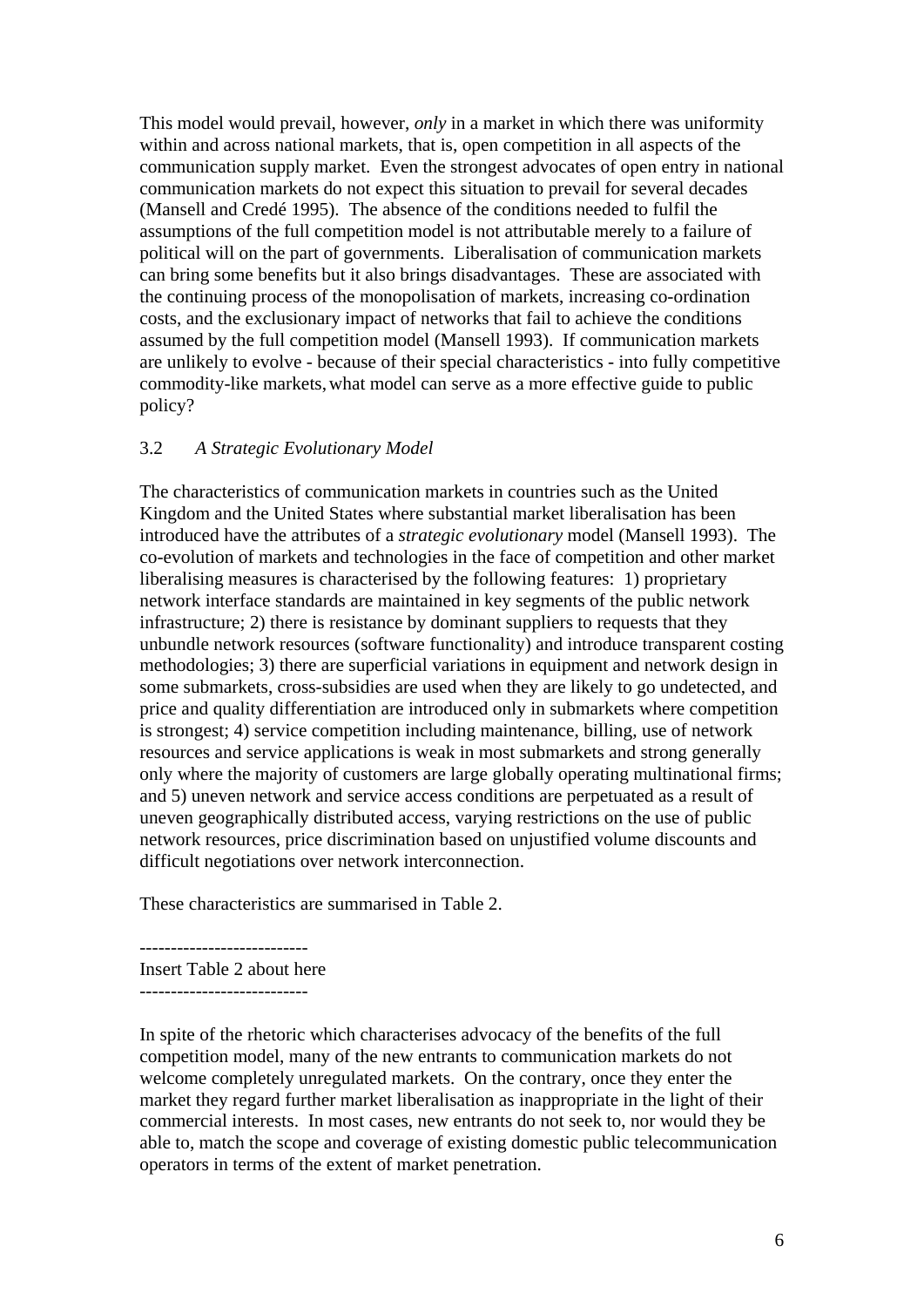This model would prevail, however, *only* in a market in which there was uniformity within and across national markets, that is, open competition in all aspects of the communication supply market. Even the strongest advocates of open entry in national communication markets do not expect this situation to prevail for several decades (Mansell and Credé 1995). The absence of the conditions needed to fulfil the assumptions of the full competition model is not attributable merely to a failure of political will on the part of governments. Liberalisation of communication markets can bring some benefits but it also brings disadvantages. These are associated with the continuing process of the monopolisation of markets, increasing co-ordination costs, and the exclusionary impact of networks that fail to achieve the conditions assumed by the full competition model (Mansell 1993). If communication markets are unlikely to evolve - because of their special characteristics - into fully competitive commodity-like markets, what model can serve as a more effective guide to public policy?

### 3.2 *A Strategic Evolutionary Model*

The characteristics of communication markets in countries such as the United Kingdom and the United States where substantial market liberalisation has been introduced have the attributes of a *strategic evolutionary* model (Mansell 1993). The co-evolution of markets and technologies in the face of competition and other market liberalising measures is characterised by the following features: 1) proprietary network interface standards are maintained in key segments of the public network infrastructure; 2) there is resistance by dominant suppliers to requests that they unbundle network resources (software functionality) and introduce transparent costing methodologies; 3) there are superficial variations in equipment and network design in some submarkets, cross-subsidies are used when they are likely to go undetected, and price and quality differentiation are introduced only in submarkets where competition is strongest; 4) service competition including maintenance, billing, use of network resources and service applications is weak in most submarkets and strong generally only where the majority of customers are large globally operating multinational firms; and 5) uneven network and service access conditions are perpetuated as a result of uneven geographically distributed access, varying restrictions on the use of public network resources, price discrimination based on unjustified volume discounts and difficult negotiations over network interconnection.

These characteristics are summarised in Table 2.

---------------------------
Insert Table 2 about here
---------------------------

In spite of the rhetoric which characterises advocacy of the benefits of the full competition model, many of the new entrants to communication markets do not welcome completely unregulated markets. On the contrary, once they enter the market they regard further market liberalisation as inappropriate in the light of their commercial interests. In most cases, new entrants do not seek to, nor would they be able to, match the scope and coverage of existing domestic public telecommunication operators in terms of the extent of market penetration.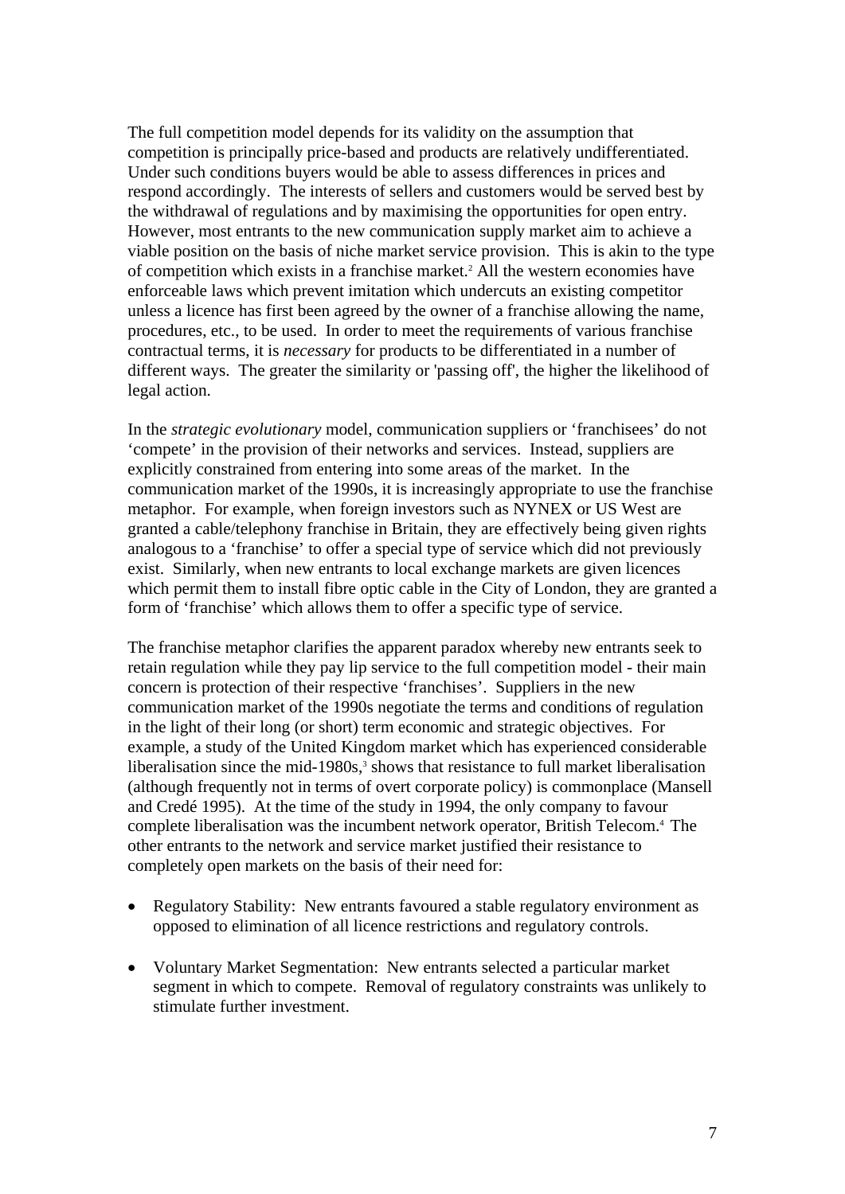The full competition model depends for its validity on the assumption that competition is principally price-based and products are relatively undifferentiated. Under such conditions buyers would be able to assess differences in prices and respond accordingly. The interests of sellers and customers would be served best by the withdrawal of regulations and by maximising the opportunities for open entry. However, most entrants to the new communication supply market aim to achieve a viable position on the basis of niche market service provision. This is akin to the type of competition which exists in a franchise market.[2] All the western economies have enforceable laws which prevent imitation which undercuts an existing competitor unless a licence has first been agreed by the owner of a franchise allowing the name, procedures, etc., to be used. In order to meet the requirements of various franchise contractual terms, it is *necessary* for products to be differentiated in a number of different ways. The greater the similarity or 'passing off', the higher the likelihood of legal action.

In the *strategic evolutionary* model, communication suppliers or ‘franchisees’ do not ‘compete’ in the provision of their networks and services. Instead, suppliers are explicitly constrained from entering into some areas of the market. In the communication market of the 1990s, it is increasingly appropriate to use the franchise metaphor. For example, when foreign investors such as NYNEX or US West are granted a cable/telephony franchise in Britain, they are effectively being given rights analogous to a ‘franchise’ to offer a special type of service which did not previously exist. Similarly, when new entrants to local exchange markets are given licences which permit them to install fibre optic cable in the City of London, they are granted a form of ‘franchise’ which allows them to offer a specific type of service.

The franchise metaphor clarifies the apparent paradox whereby new entrants seek to retain regulation while they pay lip service to the full competition model - their main concern is protection of their respective ‘franchises’. Suppliers in the new communication market of the 1990s negotiate the terms and conditions of regulation in the light of their long (or short) term economic and strategic objectives. For example, a study of the United Kingdom market which has experienced considerable liberalisation since the mid-1980s,[3] shows that resistance to full market liberalisation (although frequently not in terms of overt corporate policy) is commonplace (Mansell and Credé 1995). At the time of the study in 1994, the only company to favour complete liberalisation was the incumbent network operator, British Telecom.[4] The other entrants to the network and service market justified their resistance to completely open markets on the basis of their need for:

- Regulatory Stability: New entrants favoured a stable regulatory environment as opposed to elimination of all licence restrictions and regulatory controls.

- Voluntary Market Segmentation: New entrants selected a particular market segment in which to compete. Removal of regulatory constraints was unlikely to stimulate further investment.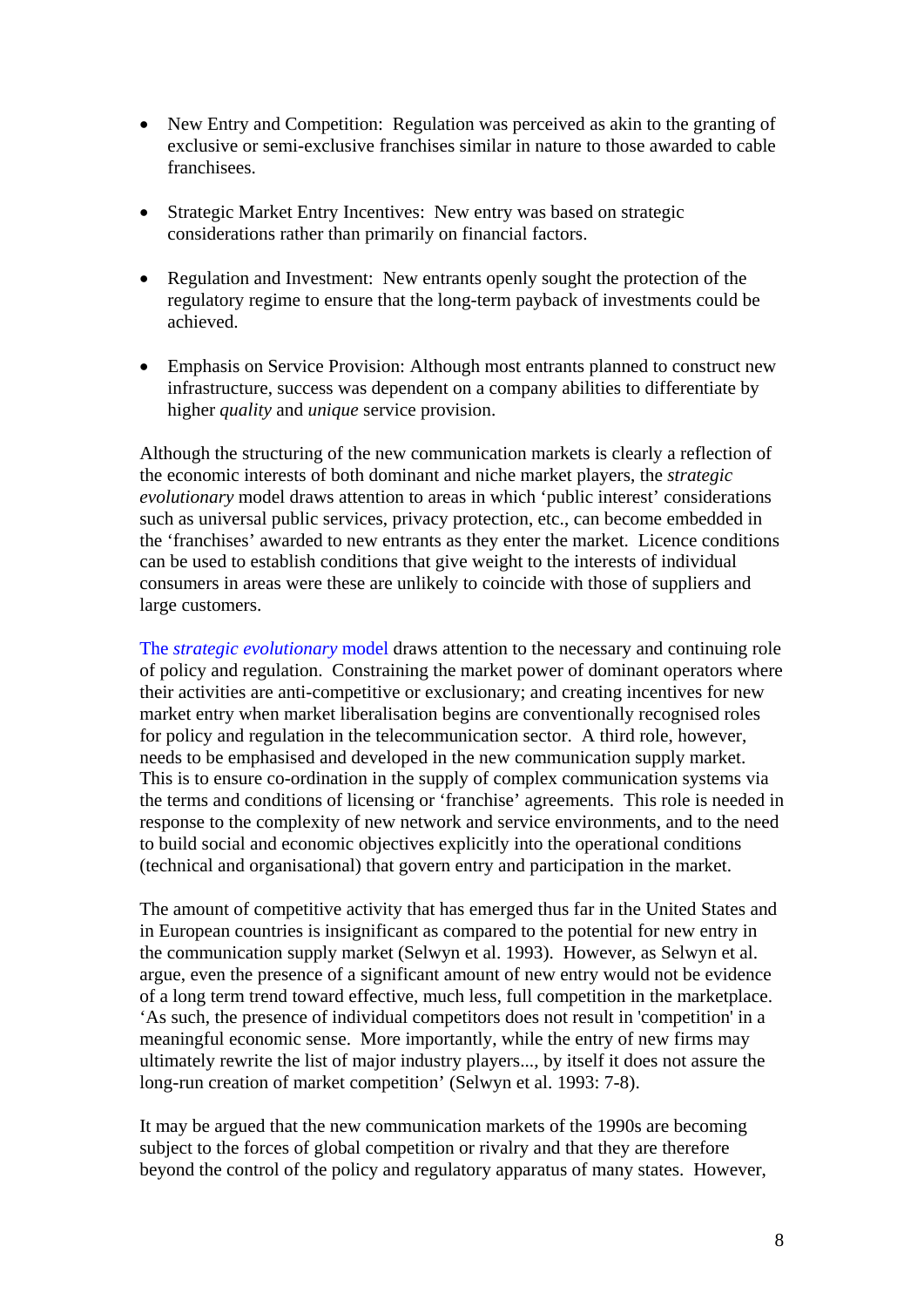- New Entry and Competition: Regulation was perceived as akin to the granting of exclusive or semi-exclusive franchises similar in nature to those awarded to cable franchisees.

- Strategic Market Entry Incentives: New entry was based on strategic considerations rather than primarily on financial factors.

- Regulation and Investment: New entrants openly sought the protection of the regulatory regime to ensure that the long-term payback of investments could be achieved.

- Emphasis on Service Provision: Although most entrants planned to construct new infrastructure, success was dependent on a company abilities to differentiate by higher *quality* and *unique* service provision.

Although the structuring of the new communication markets is clearly a reflection of the economic interests of both dominant and niche market players, the *strategic evolutionary* model draws attention to areas in which 'public interest' considerations such as universal public services, privacy protection, etc., can become embedded in the 'franchises' awarded to new entrants as they enter the market. Licence conditions can be used to establish conditions that give weight to the interests of individual consumers in areas were these are unlikely to coincide with those of suppliers and large customers.

The *strategic evolutionary* model draws attention to the necessary and continuing role of policy and regulation. Constraining the market power of dominant operators where their activities are anti-competitive or exclusionary; and creating incentives for new market entry when market liberalisation begins are conventionally recognised roles for policy and regulation in the telecommunication sector. A third role, however, needs to be emphasised and developed in the new communication supply market. This is to ensure co-ordination in the supply of complex communication systems via the terms and conditions of licensing or 'franchise' agreements. This role is needed in response to the complexity of new network and service environments, and to the need to build social and economic objectives explicitly into the operational conditions (technical and organisational) that govern entry and participation in the market.

The amount of competitive activity that has emerged thus far in the United States and in European countries is insignificant as compared to the potential for new entry in the communication supply market (Selwyn et al. 1993). However, as Selwyn et al. argue, even the presence of a significant amount of new entry would not be evidence of a long term trend toward effective, much less, full competition in the marketplace. 'As such, the presence of individual competitors does not result in 'competition' in a meaningful economic sense. More importantly, while the entry of new firms may ultimately rewrite the list of major industry players..., by itself it does not assure the long-run creation of market competition' (Selwyn et al. 1993: 7-8).

It may be argued that the new communication markets of the 1990s are becoming subject to the forces of global competition or rivalry and that they are therefore beyond the control of the policy and regulatory apparatus of many states. However,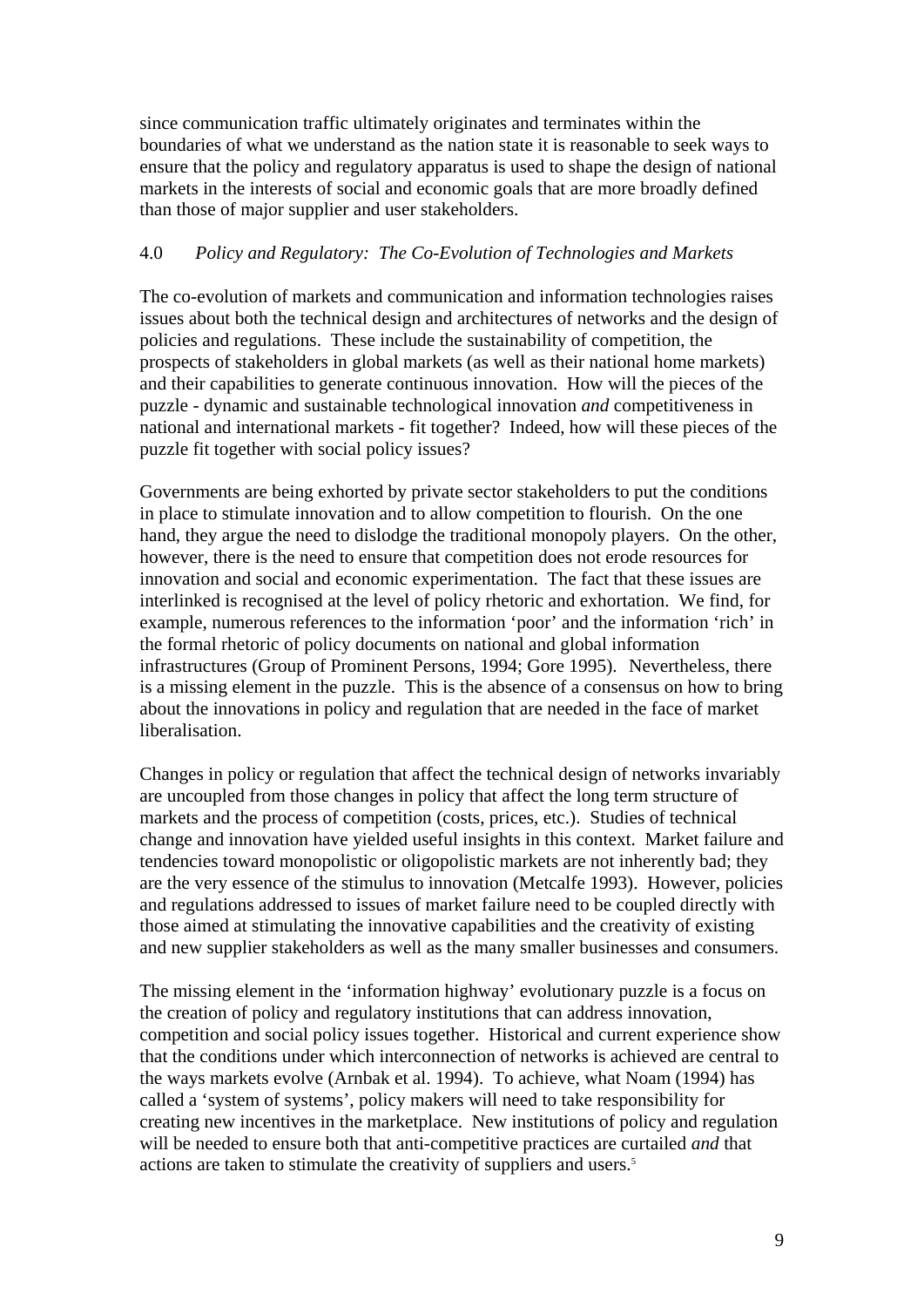since communication traffic ultimately originates and terminates within the boundaries of what we understand as the nation state it is reasonable to seek ways to ensure that the policy and regulatory apparatus is used to shape the design of national markets in the interests of social and economic goals that are more broadly defined than those of major supplier and user stakeholders.

## 4.0 *Policy and Regulatory: The Co-Evolution of Technologies and Markets*

The co-evolution of markets and communication and information technologies raises issues about both the technical design and architectures of networks and the design of policies and regulations. These include the sustainability of competition, the prospects of stakeholders in global markets (as well as their national home markets) and their capabilities to generate continuous innovation. How will the pieces of the puzzle - dynamic and sustainable technological innovation *and* competitiveness in national and international markets - fit together? Indeed, how will these pieces of the puzzle fit together with social policy issues?

Governments are being exhorted by private sector stakeholders to put the conditions in place to stimulate innovation and to allow competition to flourish. On the one hand, they argue the need to dislodge the traditional monopoly players. On the other, however, there is the need to ensure that competition does not erode resources for innovation and social and economic experimentation. The fact that these issues are interlinked is recognised at the level of policy rhetoric and exhortation. We find, for example, numerous references to the information 'poor' and the information 'rich' in the formal rhetoric of policy documents on national and global information infrastructures (Group of Prominent Persons, 1994; Gore 1995). Nevertheless, there is a missing element in the puzzle. This is the absence of a consensus on how to bring about the innovations in policy and regulation that are needed in the face of market liberalisation.

Changes in policy or regulation that affect the technical design of networks invariably are uncoupled from those changes in policy that affect the long term structure of markets and the process of competition (costs, prices, etc.). Studies of technical change and innovation have yielded useful insights in this context. Market failure and tendencies toward monopolistic or oligopolistic markets are not inherently bad; they are the very essence of the stimulus to innovation (Metcalfe 1993). However, policies and regulations addressed to issues of market failure need to be coupled directly with those aimed at stimulating the innovative capabilities and the creativity of existing and new supplier stakeholders as well as the many smaller businesses and consumers.

The missing element in the 'information highway' evolutionary puzzle is a focus on the creation of policy and regulatory institutions that can address innovation, competition and social policy issues together. Historical and current experience show that the conditions under which interconnection of networks is achieved are central to the ways markets evolve (Arnbak et al. 1994). To achieve, what Noam (1994) has called a 'system of systems', policy makers will need to take responsibility for creating new incentives in the marketplace. New institutions of policy and regulation will be needed to ensure both that anti-competitive practices are curtailed *and* that actions are taken to stimulate the creativity of suppliers and users.[5]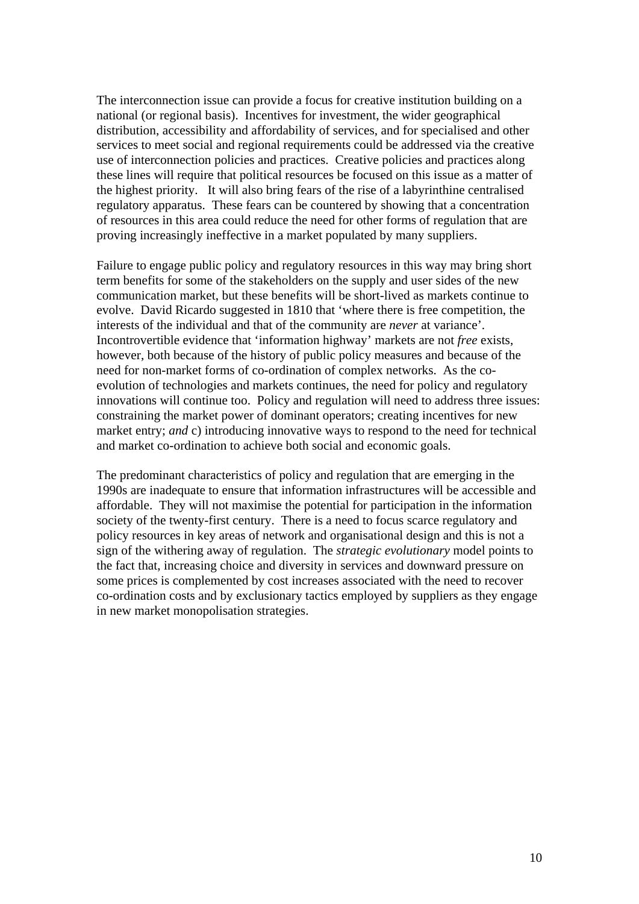The interconnection issue can provide a focus for creative institution building on a national (or regional basis). Incentives for investment, the wider geographical distribution, accessibility and affordability of services, and for specialised and other services to meet social and regional requirements could be addressed via the creative use of interconnection policies and practices. Creative policies and practices along these lines will require that political resources be focused on this issue as a matter of the highest priority. It will also bring fears of the rise of a labyrinthine centralised regulatory apparatus. These fears can be countered by showing that a concentration of resources in this area could reduce the need for other forms of regulation that are proving increasingly ineffective in a market populated by many suppliers.

Failure to engage public policy and regulatory resources in this way may bring short term benefits for some of the stakeholders on the supply and user sides of the new communication market, but these benefits will be short-lived as markets continue to evolve. David Ricardo suggested in 1810 that 'where there is free competition, the interests of the individual and that of the community are *never* at variance'. Incontrovertible evidence that 'information highway' markets are not *free* exists, however, both because of the history of public policy measures and because of the need for non-market forms of co-ordination of complex networks. As the co-evolution of technologies and markets continues, the need for policy and regulatory innovations will continue too. Policy and regulation will need to address three issues: constraining the market power of dominant operators; creating incentives for new market entry; *and* c) introducing innovative ways to respond to the need for technical and market co-ordination to achieve both social and economic goals.

The predominant characteristics of policy and regulation that are emerging in the 1990s are inadequate to ensure that information infrastructures will be accessible and affordable. They will not maximise the potential for participation in the information society of the twenty-first century. There is a need to focus scarce regulatory and policy resources in key areas of network and organisational design and this is not a sign of the withering away of regulation. The *strategic evolutionary* model points to the fact that, increasing choice and diversity in services and downward pressure on some prices is complemented by cost increases associated with the need to recover co-ordination costs and by exclusionary tactics employed by suppliers as they engage in new market monopolisation strategies.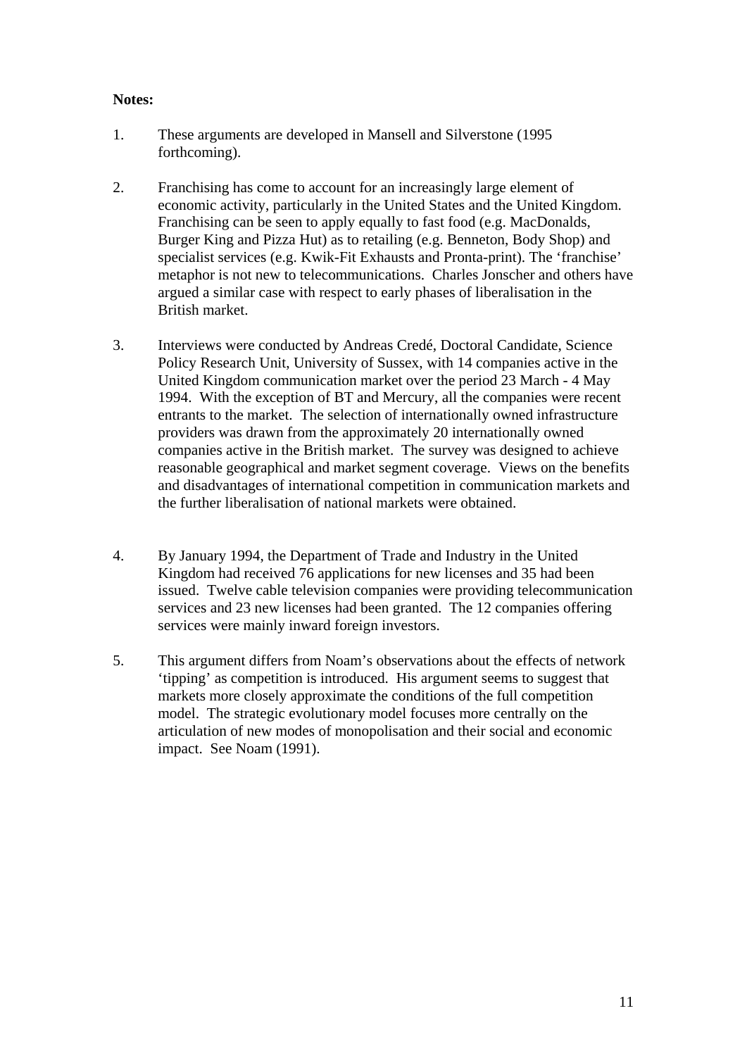**Notes:**

1. These arguments are developed in Mansell and Silverstone (1995 forthcoming).

2. Franchising has come to account for an increasingly large element of economic activity, particularly in the United States and the United Kingdom. Franchising can be seen to apply equally to fast food (e.g. MacDonalds, Burger King and Pizza Hut) as to retailing (e.g. Benneton, Body Shop) and specialist services (e.g. Kwik-Fit Exhausts and Pronta-print). The 'franchise' metaphor is not new to telecommunications. Charles Jonscher and others have argued a similar case with respect to early phases of liberalisation in the British market.

3. Interviews were conducted by Andreas Credé, Doctoral Candidate, Science Policy Research Unit, University of Sussex, with 14 companies active in the United Kingdom communication market over the period 23 March - 4 May 1994. With the exception of BT and Mercury, all the companies were recent entrants to the market. The selection of internationally owned infrastructure providers was drawn from the approximately 20 internationally owned companies active in the British market. The survey was designed to achieve reasonable geographical and market segment coverage. Views on the benefits and disadvantages of international competition in communication markets and the further liberalisation of national markets were obtained.

4. By January 1994, the Department of Trade and Industry in the United Kingdom had received 76 applications for new licenses and 35 had been issued. Twelve cable television companies were providing telecommunication services and 23 new licenses had been granted. The 12 companies offering services were mainly inward foreign investors.

5. This argument differs from Noam's observations about the effects of network 'tipping' as competition is introduced. His argument seems to suggest that markets more closely approximate the conditions of the full competition model. The strategic evolutionary model focuses more centrally on the articulation of new modes of monopolisation and their social and economic impact. See Noam (1991).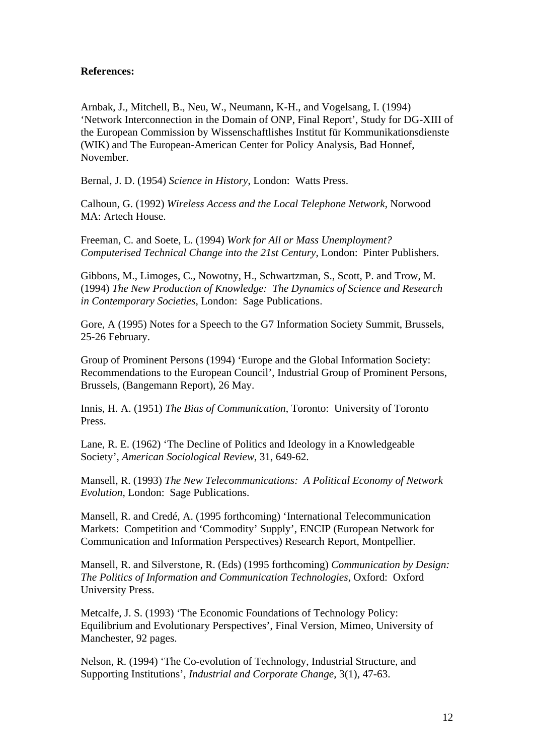**References:**

Arnbak, J., Mitchell, B., Neu, W., Neumann, K-H., and Vogelsang, I. (1994) 'Network Interconnection in the Domain of ONP, Final Report', Study for DG-XIII of the European Commission by Wissenschaftlishes Institut für Kommunikationsdienste (WIK) and The European-American Center for Policy Analysis, Bad Honnef, November.

Bernal, J. D. (1954) *Science in History*, London: Watts Press.

Calhoun, G. (1992) *Wireless Access and the Local Telephone Network*, Norwood MA: Artech House.

Freeman, C. and Soete, L. (1994) *Work for All or Mass Unemployment? Computerised Technical Change into the 21st Century*, London: Pinter Publishers.

Gibbons, M., Limoges, C., Nowotny, H., Schwartzman, S., Scott, P. and Trow, M. (1994) *The New Production of Knowledge: The Dynamics of Science and Research in Contemporary Societies*, London: Sage Publications.

Gore, A (1995) Notes for a Speech to the G7 Information Society Summit, Brussels, 25-26 February.

Group of Prominent Persons (1994) 'Europe and the Global Information Society: Recommendations to the European Council', Industrial Group of Prominent Persons, Brussels, (Bangemann Report), 26 May.

Innis, H. A. (1951) *The Bias of Communication*, Toronto: University of Toronto Press.

Lane, R. E. (1962) 'The Decline of Politics and Ideology in a Knowledgeable Society', *American Sociological Review*, 31, 649-62.

Mansell, R. (1993) *The New Telecommunications: A Political Economy of Network Evolution*, London: Sage Publications.

Mansell, R. and Credé, A. (1995 forthcoming) 'International Telecommunication Markets: Competition and 'Commodity' Supply', ENCIP (European Network for Communication and Information Perspectives) Research Report, Montpellier.

Mansell, R. and Silverstone, R. (Eds) (1995 forthcoming) *Communication by Design: The Politics of Information and Communication Technologies*, Oxford: Oxford University Press.

Metcalfe, J. S. (1993) 'The Economic Foundations of Technology Policy: Equilibrium and Evolutionary Perspectives', Final Version, Mimeo, University of Manchester, 92 pages.

Nelson, R. (1994) 'The Co-evolution of Technology, Industrial Structure, and Supporting Institutions', *Industrial and Corporate Change*, 3(1), 47-63.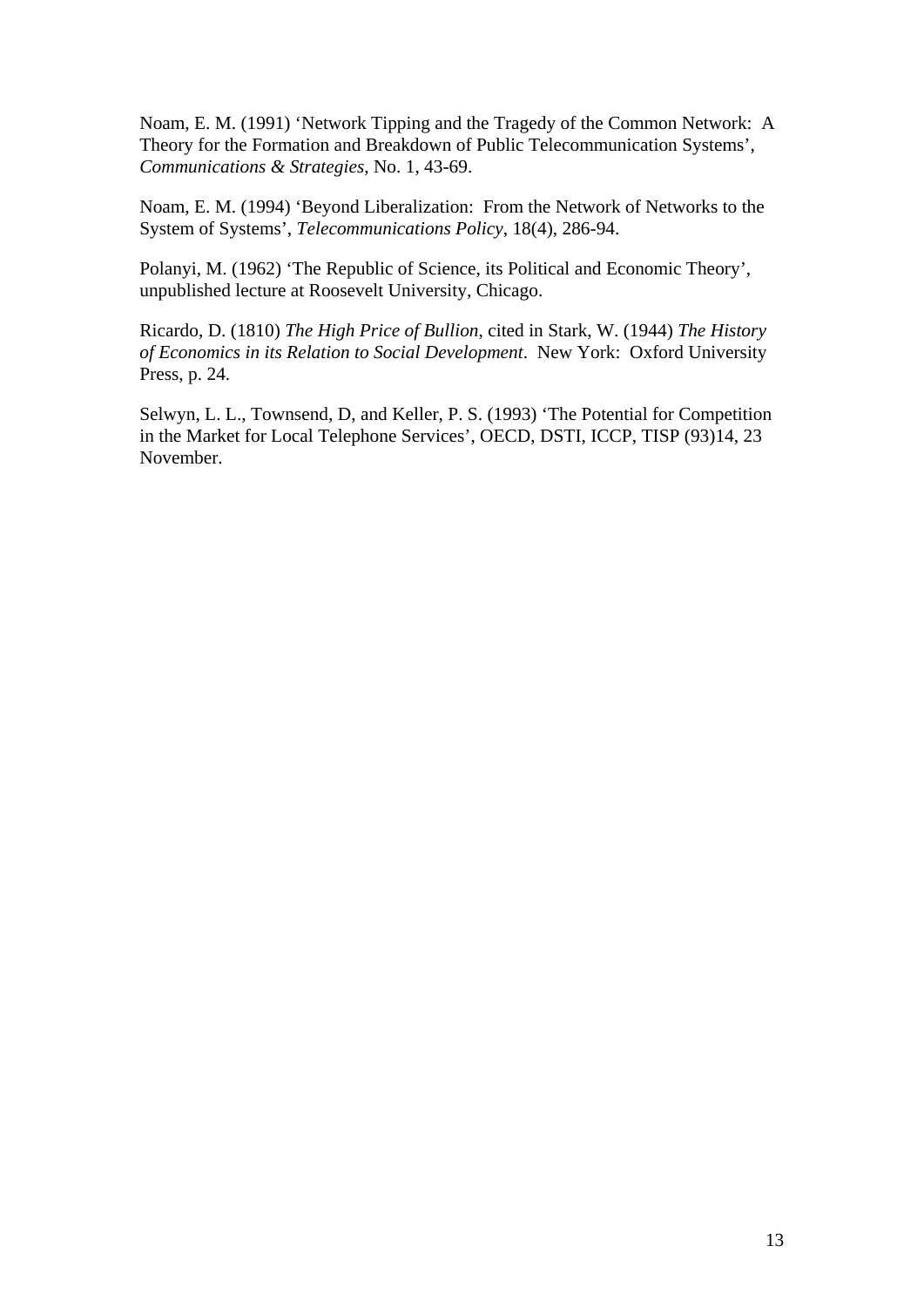Noam, E. M. (1991) ‘Network Tipping and the Tragedy of the Common Network: A Theory for the Formation and Breakdown of Public Telecommunication Systems’, *Communications & Strategies*, No. 1, 43-69.

Noam, E. M. (1994) ‘Beyond Liberalization: From the Network of Networks to the System of Systems’, *Telecommunications Policy*, 18(4), 286-94.

Polanyi, M. (1962) ‘The Republic of Science, its Political and Economic Theory’, unpublished lecture at Roosevelt University, Chicago.

Ricardo, D. (1810) *The High Price of Bullion*, cited in Stark, W. (1944) *The History of Economics in its Relation to Social Development*. New York: Oxford University Press, p. 24.

Selwyn, L. L., Townsend, D, and Keller, P. S. (1993) ‘The Potential for Competition in the Market for Local Telephone Services’, OECD, DSTI, ICCP, TISP (93)14, 23 November.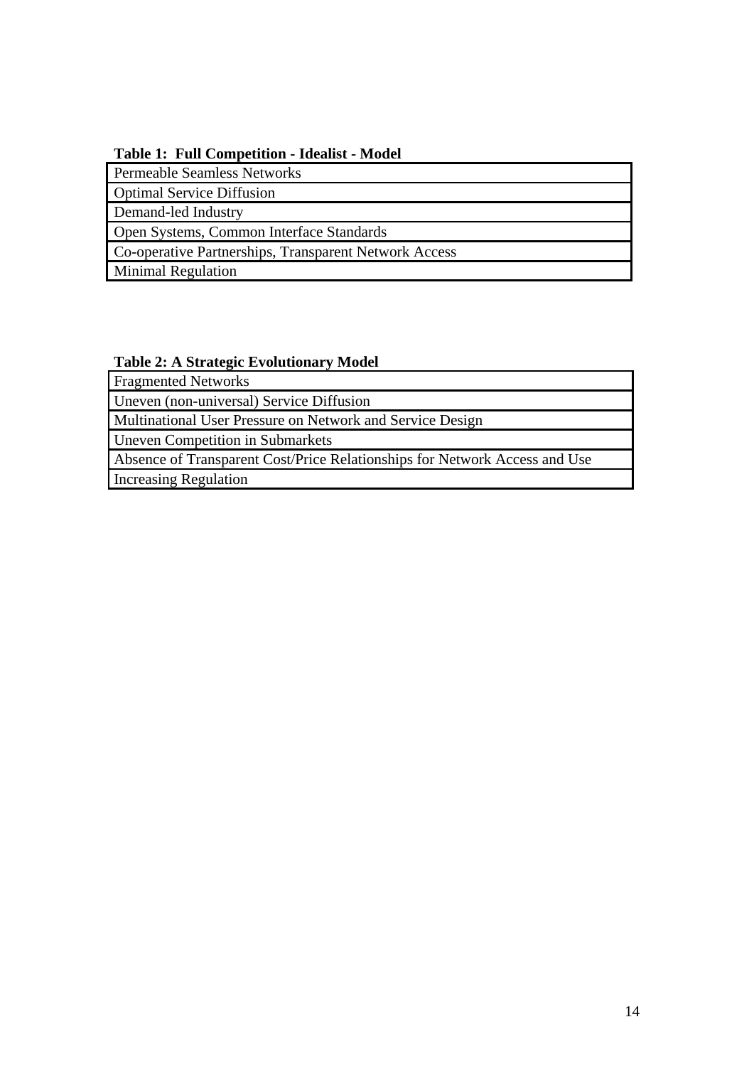**Table 1: Full Competition - Idealist - Model**

| |
|---|
| Permeable Seamless Networks |
| Optimal Service Diffusion |
| Demand-led Industry |
| Open Systems, Common Interface Standards |
| Co-operative Partnerships, Transparent Network Access |
| Minimal Regulation |

**Table 2: A Strategic Evolutionary Model**

| |
|---|
| Fragmented Networks |
| Uneven (non-universal) Service Diffusion |
| Multinational User Pressure on Network and Service Design |
| Uneven Competition in Submarkets |
| Absence of Transparent Cost/Price Relationships for Network Access and Use |
| Increasing Regulation |